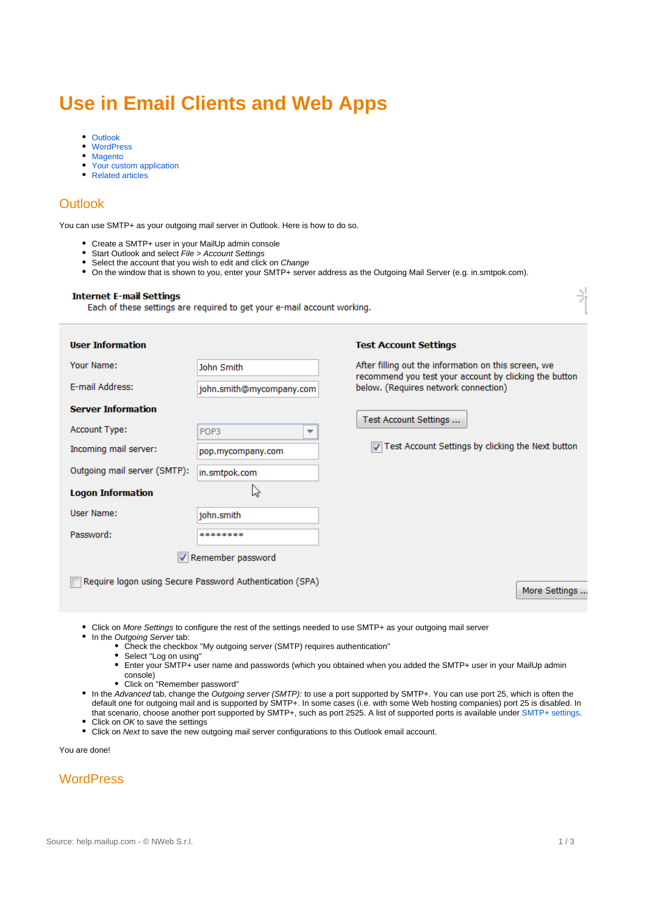# Use in Email Clients and Web Apps

- Outlook
- WordPress
- Magento
- Your custom application
- Related articles

## Outlook

You can use SMTP+ as your outgoing mail server in Outlook. Here is how to do so.

- Create a SMTP+ user in your MailUp admin console
- Start Outlook and select *File > Account Settings*
- Select the account that you wish to edit and click on *Change*
- On the window that is shown to you, enter your SMTP+ server address as the Outgoing Mail Server (e.g. in.smtpok.com).

- Click on *More Settings* to configure the rest of the settings needed to use SMTP+ as your outgoing mail server
- In the *Outgoing Server* tab:
  - Check the checkbox "My outgoing server (SMTP) requires authentication"
  - Select "Log on using"
  - Enter your SMTP+ user name and passwords (which you obtained when you added the SMTP+ user in your MailUp admin console)
  - Click on "Remember password"
- In the *Advanced* tab, change the *Outgoing server (SMTP):* to use a port supported by SMTP+. You can use port 25, which is often the default one for outgoing mail and is supported by SMTP+. In some cases (i.e. with some Web hosting companies) port 25 is disabled. In that scenario, choose another port supported by SMTP+, such as port 2525. A list of supported ports is available under SMTP+ settings.
- Click on *OK* to save the settings
- Click on *Next* to save the new outgoing mail server configurations to this Outlook email account.

You are done!

## WordPress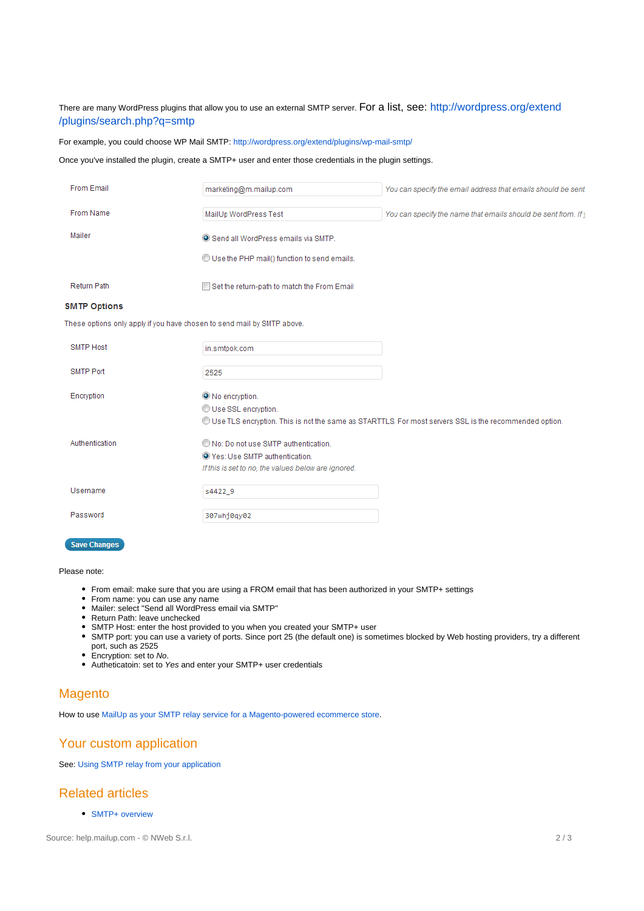There are many WordPress plugins that allow you to use an external SMTP server. For a list, see: http://wordpress.org/extend/plugins/search.php?q=smtp

For example, you could choose WP Mail SMTP: http://wordpress.org/extend/plugins/wp-mail-smtp/

Once you've installed the plugin, create a SMTP+ user and enter those credentials in the plugin settings.

| | | |
|---|---|---|
| From Email | marketing@m.mailup.com | *You can specify the email address that emails should be sent* |
| From Name | MailUp WordPress Test | *You can specify the name that emails should be sent from. If* |
| Mailer | (●) Send all WordPress emails via SMTP.<br>( ) Use the PHP mail() function to send emails. | |
| Return Path | [ ] Set the return-path to match the From Email | |

**SMTP Options**

These options only apply if you have chosen to send mail by SMTP above.

| | |
|---|---|
| SMTP Host | in.smtpok.com |
| SMTP Port | 2525 |
| Encryption | (●) No encryption.<br>( ) Use SSL encryption.<br>( ) Use TLS encryption. This is not the same as STARTTLS. For most servers SSL is the recommended option. |
| Authentication | ( ) No: Do not use SMTP authentication.<br>(●) Yes: Use SMTP authentication.<br>*If this is set to no, the values below are ignored.* |
| Username | s4422_9 |
| Password | 307whj0qy02 |

Save Changes

Please note:

- From email: make sure that you are using a FROM email that has been authorized in your SMTP+ settings
- From name: you can use any name
- Mailer: select "Send all WordPress email via SMTP"
- Return Path: leave unchecked
- SMTP Host: enter the host provided to you when you created your SMTP+ user
- SMTP port: you can use a variety of ports. Since port 25 (the default one) is sometimes blocked by Web hosting providers, try a different port, such as 2525
- Encryption: set to *No*.
- Autheticatoin: set to *Yes* and enter your SMTP+ user credentials

## Magento

How to use MailUp as your SMTP relay service for a Magento-powered ecommerce store.

## Your custom application

See: Using SMTP relay from your application

## Related articles

- SMTP+ overview

Source: help.mailup.com - © NWeb S.r.l.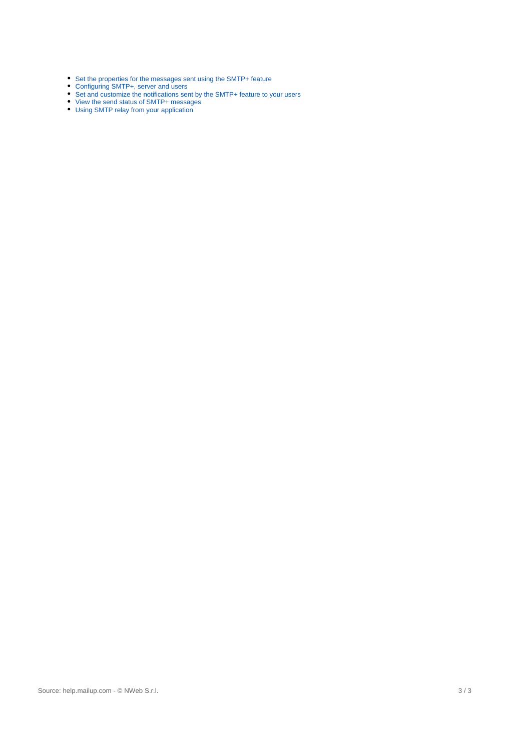- Set the properties for the messages sent using the SMTP+ feature
- Configuring SMTP+, server and users
- Set and customize the notifications sent by the SMTP+ feature to your users
- View the send status of SMTP+ messages
- Using SMTP relay from your application